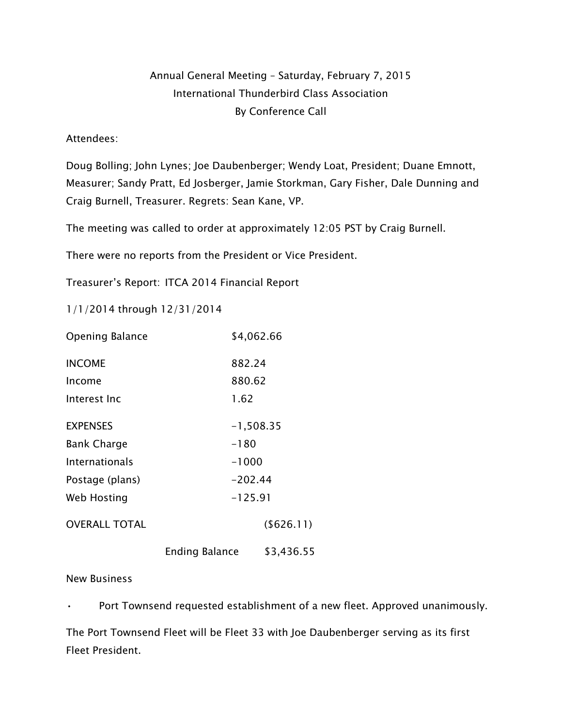Annual General Meeting – Saturday, February 7, 2015
International Thunderbird Class Association
By Conference Call

Attendees:

Doug Bolling; John Lynes; Joe Daubenberger; Wendy Loat, President; Duane Emnott, Measurer; Sandy Pratt, Ed Josberger, Jamie Storkman, Gary Fisher, Dale Dunning and Craig Burnell, Treasurer. Regrets: Sean Kane, VP.

The meeting was called to order at approximately 12:05 PST by Craig Burnell.

There were no reports from the President or Vice President.

Treasurer's Report: ITCA 2014 Financial Report

1/1/2014 through 12/31/2014

| | | |
|---|---|---|
| Opening Balance | $4,062.66 | |
| INCOME | 882.24 | |
| Income | 880.62 | |
| Interest Inc | 1.62 | |
| EXPENSES | -1,508.35 | |
| Bank Charge | -180 | |
| Internationals | -1000 | |
| Postage (plans) | -202.44 | |
| Web Hosting | -125.91 | |
| OVERALL TOTAL | | ($626.11) |
| | Ending Balance | $3,436.55 |

New Business

- Port Townsend requested establishment of a new fleet. Approved unanimously.

The Port Townsend Fleet will be Fleet 33 with Joe Daubenberger serving as its first Fleet President.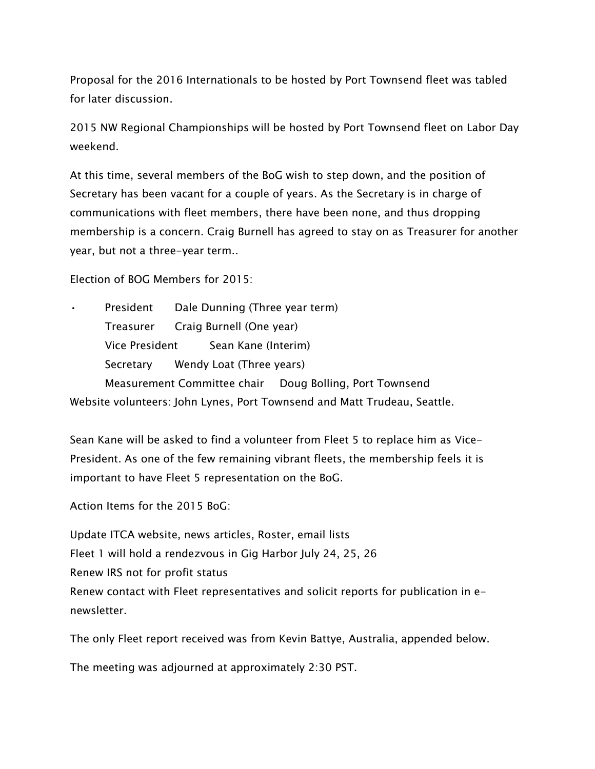Proposal for the 2016 Internationals to be hosted by Port Townsend fleet was tabled for later discussion.

2015 NW Regional Championships will be hosted by Port Townsend fleet on Labor Day weekend.

At this time, several members of the BoG wish to step down, and the position of Secretary has been vacant for a couple of years. As the Secretary is in charge of communications with fleet members, there have been none, and thus dropping membership is a concern. Craig Burnell has agreed to stay on as Treasurer for another year, but not a three-year term..

Election of BOG Members for 2015:

- President Dale Dunning (Three year term)
  Treasurer Craig Burnell (One year)
  Vice President Sean Kane (Interim)
  Secretary Wendy Loat (Three years)
  Measurement Committee chair Doug Bolling, Port Townsend

Website volunteers: John Lynes, Port Townsend and Matt Trudeau, Seattle.

Sean Kane will be asked to find a volunteer from Fleet 5 to replace him as Vice-President. As one of the few remaining vibrant fleets, the membership feels it is important to have Fleet 5 representation on the BoG.

Action Items for the 2015 BoG:

Update ITCA website, news articles, Roster, email lists
Fleet 1 will hold a rendezvous in Gig Harbor July 24, 25, 26
Renew IRS not for profit status
Renew contact with Fleet representatives and solicit reports for publication in e-newsletter.

The only Fleet report received was from Kevin Battye, Australia, appended below.

The meeting was adjourned at approximately 2:30 PST.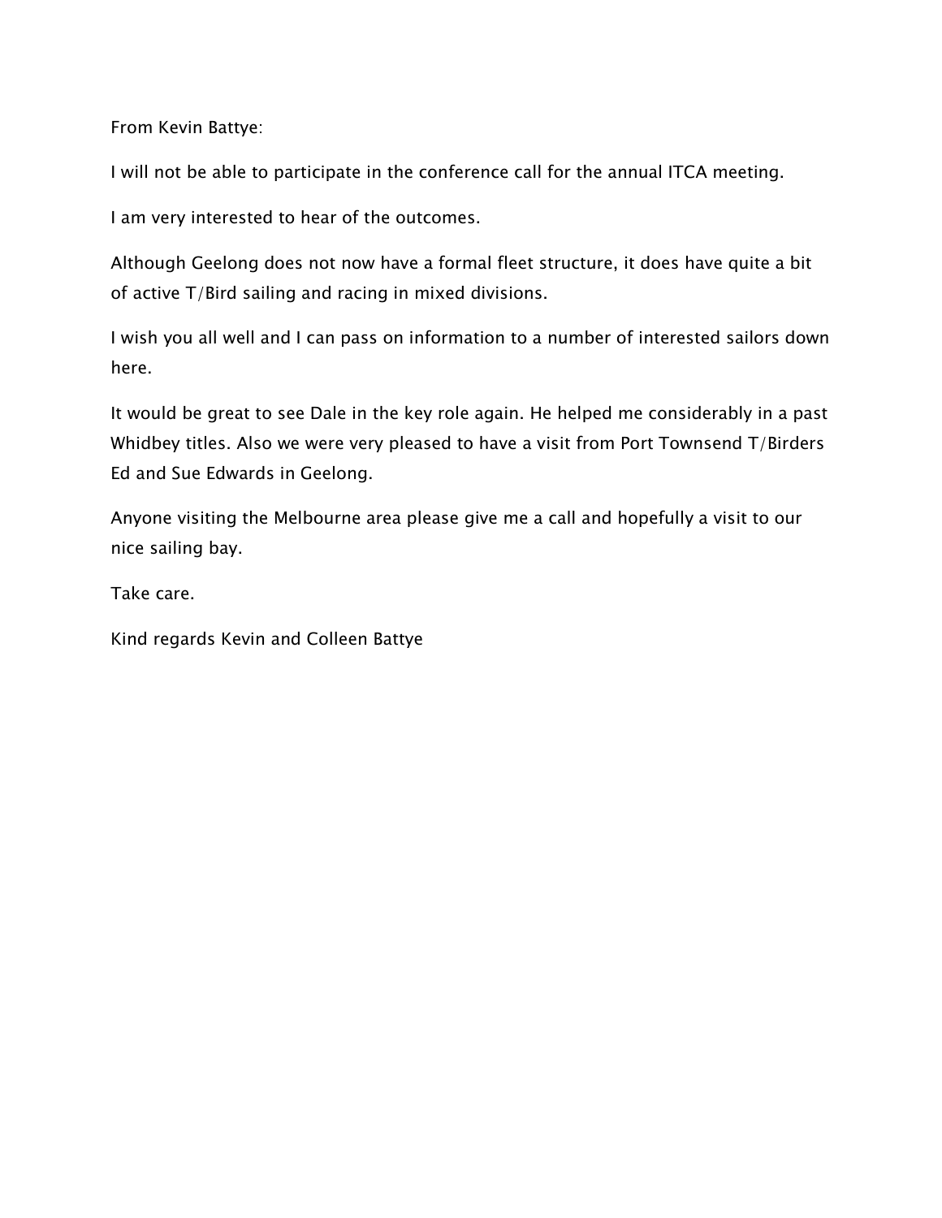From Kevin Battye:

I will not be able to participate in the conference call for the annual ITCA meeting.

I am very interested to hear of the outcomes.

Although Geelong does not now have a formal fleet structure, it does have quite a bit of active T/Bird sailing and racing in mixed divisions.

I wish you all well and I can pass on information to a number of interested sailors down here.

It would be great to see Dale in the key role again. He helped me considerably in a past Whidbey titles. Also we were very pleased to have a visit from Port Townsend T/Birders Ed and Sue Edwards in Geelong.

Anyone visiting the Melbourne area please give me a call and hopefully a visit to our nice sailing bay.

Take care.

Kind regards Kevin and Colleen Battye